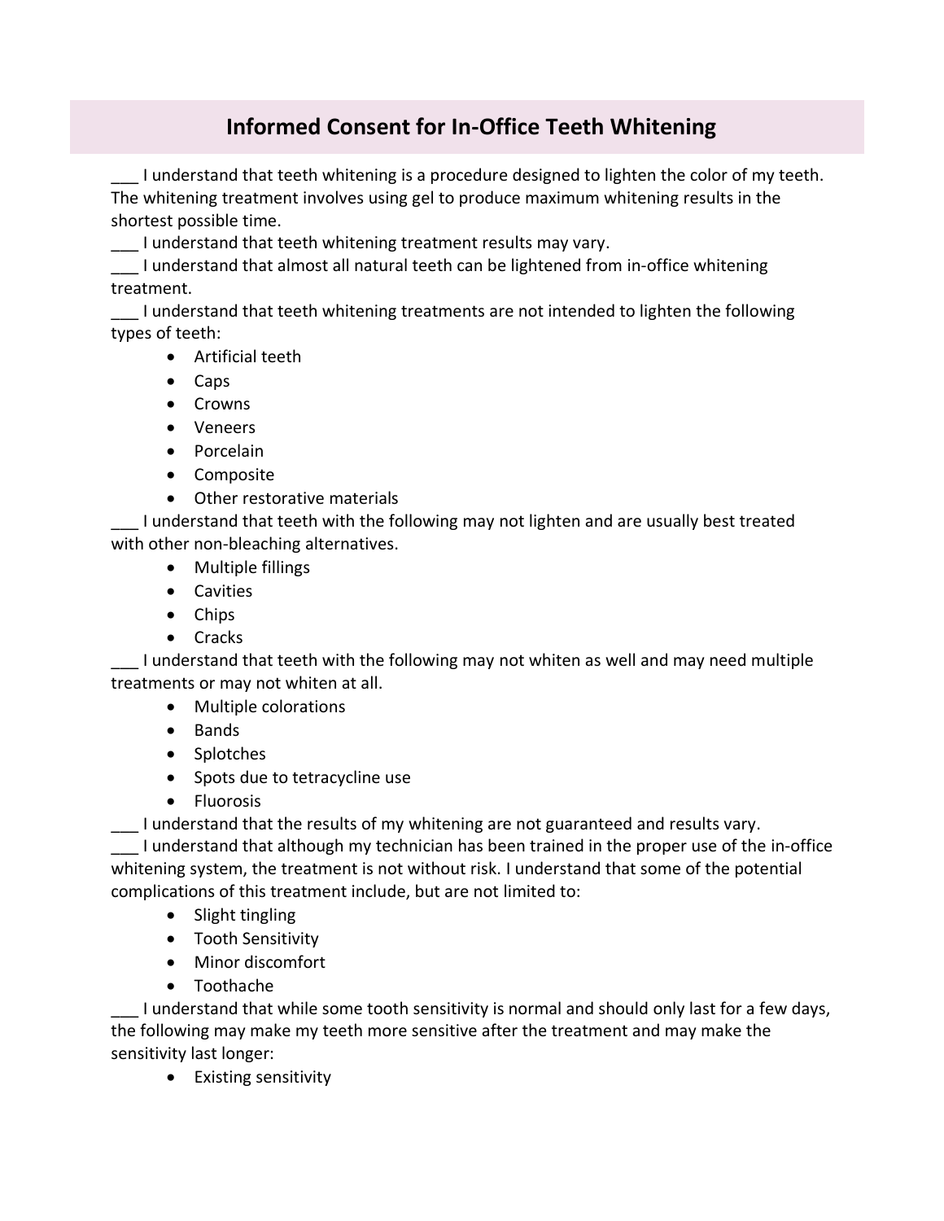# Informed Consent for In-Office Teeth Whitening

___ I understand that teeth whitening is a procedure designed to lighten the color of my teeth. The whitening treatment involves using gel to produce maximum whitening results in the shortest possible time.

___ I understand that teeth whitening treatment results may vary.

___ I understand that almost all natural teeth can be lightened from in-office whitening treatment.

___ I understand that teeth whitening treatments are not intended to lighten the following types of teeth:

- Artificial teeth
- Caps
- Crowns
- Veneers
- Porcelain
- Composite
- Other restorative materials

___ I understand that teeth with the following may not lighten and are usually best treated with other non-bleaching alternatives.

- Multiple fillings
- Cavities
- Chips
- Cracks

___ I understand that teeth with the following may not whiten as well and may need multiple treatments or may not whiten at all.

- Multiple colorations
- Bands
- Splotches
- Spots due to tetracycline use
- Fluorosis

___ I understand that the results of my whitening are not guaranteed and results vary.

___ I understand that although my technician has been trained in the proper use of the in-office whitening system, the treatment is not without risk. I understand that some of the potential complications of this treatment include, but are not limited to:

- Slight tingling
- Tooth Sensitivity
- Minor discomfort
- Toothache

___ I understand that while some tooth sensitivity is normal and should only last for a few days, the following may make my teeth more sensitive after the treatment and may make the sensitivity last longer:

- Existing sensitivity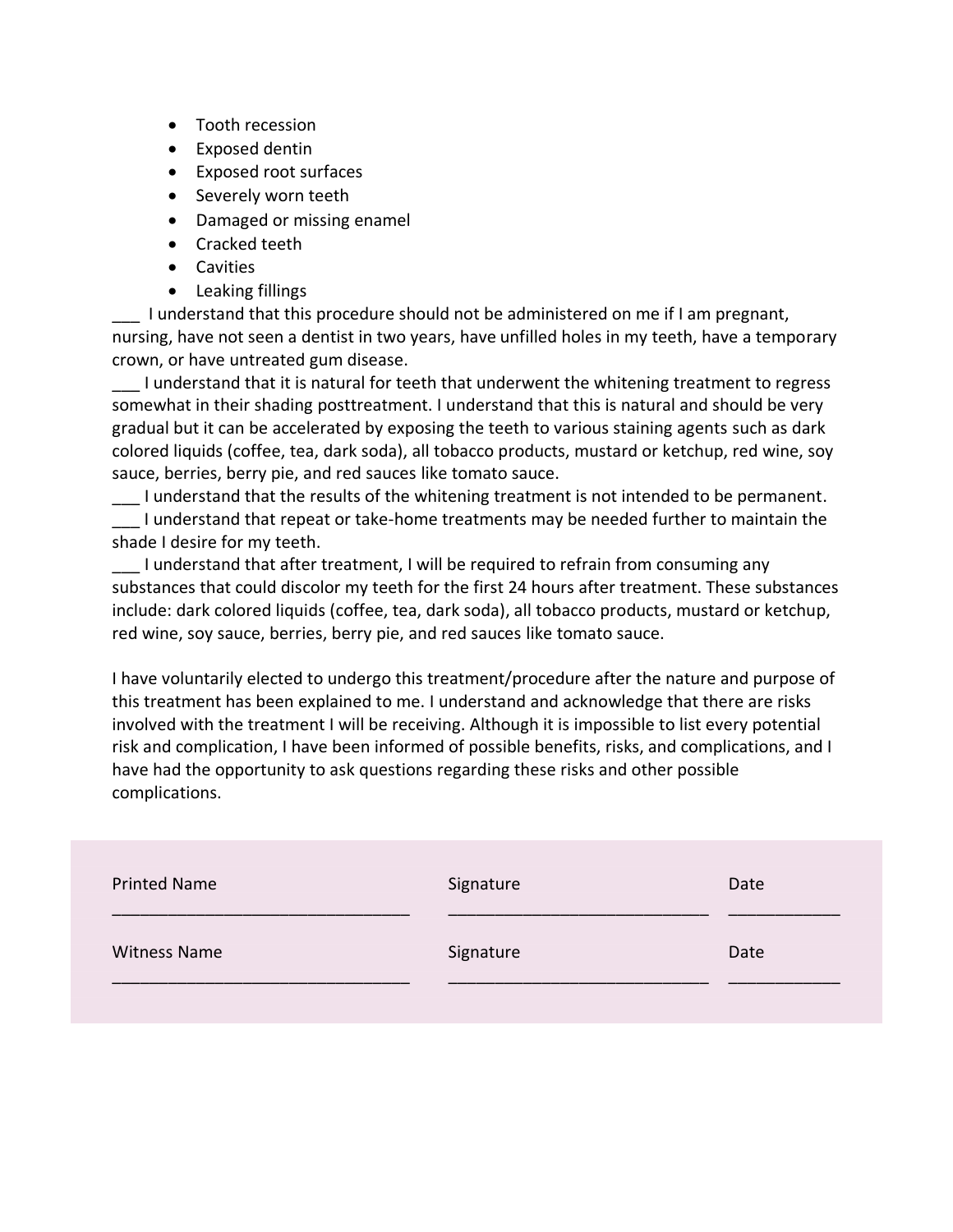- Tooth recession
- Exposed dentin
- Exposed root surfaces
- Severely worn teeth
- Damaged or missing enamel
- Cracked teeth
- Cavities
- Leaking fillings

___ I understand that this procedure should not be administered on me if I am pregnant, nursing, have not seen a dentist in two years, have unfilled holes in my teeth, have a temporary crown, or have untreated gum disease.

___ I understand that it is natural for teeth that underwent the whitening treatment to regress somewhat in their shading posttreatment. I understand that this is natural and should be very gradual but it can be accelerated by exposing the teeth to various staining agents such as dark colored liquids (coffee, tea, dark soda), all tobacco products, mustard or ketchup, red wine, soy sauce, berries, berry pie, and red sauces like tomato sauce.

___ I understand that the results of the whitening treatment is not intended to be permanent.

___ I understand that repeat or take-home treatments may be needed further to maintain the shade I desire for my teeth.

___ I understand that after treatment, I will be required to refrain from consuming any substances that could discolor my teeth for the first 24 hours after treatment. These substances include: dark colored liquids (coffee, tea, dark soda), all tobacco products, mustard or ketchup, red wine, soy sauce, berries, berry pie, and red sauces like tomato sauce.

I have voluntarily elected to undergo this treatment/procedure after the nature and purpose of this treatment has been explained to me. I understand and acknowledge that there are risks involved with the treatment I will be receiving. Although it is impossible to list every potential risk and complication, I have been informed of possible benefits, risks, and complications, and I have had the opportunity to ask questions regarding these risks and other possible complications.

| Printed Name | Signature | Date |
|---|---|---|
| ______________________________ | ___________________________ | ___________ |
| Witness Name | Signature | Date |
| ______________________________ | ___________________________ | ___________ |